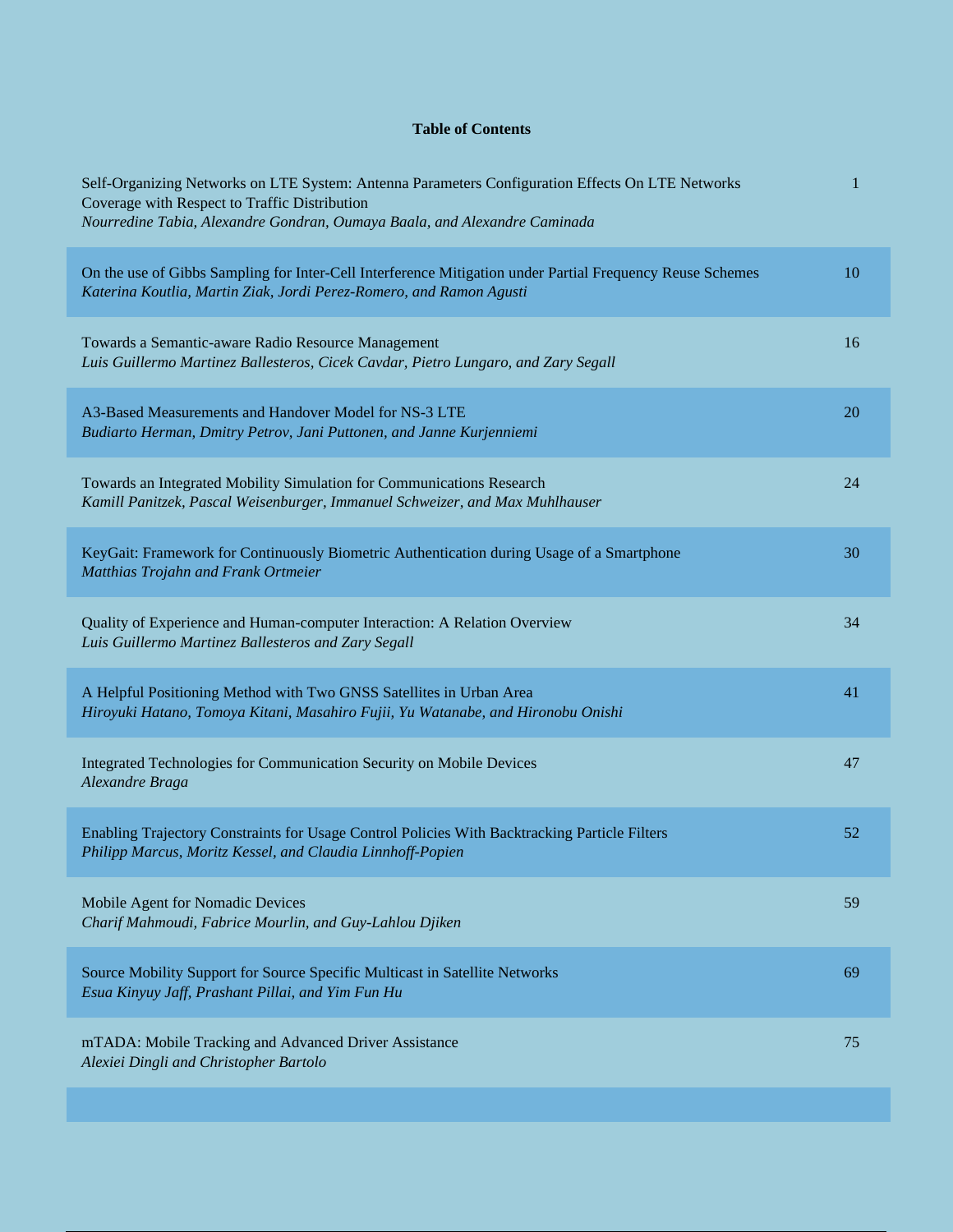**Table of Contents**

| Title / Authors | Page |
|---|---|
| Self-Organizing Networks on LTE System: Antenna Parameters Configuration Effects On LTE Networks Coverage with Respect to Traffic Distribution<br>*Nourredine Tabia, Alexandre Gondran, Oumaya Baala, and Alexandre Caminada* | 1 |
| On the use of Gibbs Sampling for Inter-Cell Interference Mitigation under Partial Frequency Reuse Schemes<br>*Katerina Koutlia, Martin Ziak, Jordi Perez-Romero, and Ramon Agusti* | 10 |
| Towards a Semantic-aware Radio Resource Management<br>*Luis Guillermo Martinez Ballesteros, Cicek Cavdar, Pietro Lungaro, and Zary Segall* | 16 |
| A3-Based Measurements and Handover Model for NS-3 LTE<br>*Budiarto Herman, Dmitry Petrov, Jani Puttonen, and Janne Kurjenniemi* | 20 |
| Towards an Integrated Mobility Simulation for Communications Research<br>*Kamill Panitzek, Pascal Weisenburger, Immanuel Schweizer, and Max Muhlhauser* | 24 |
| KeyGait: Framework for Continuously Biometric Authentication during Usage of a Smartphone<br>*Matthias Trojahn and Frank Ortmeier* | 30 |
| Quality of Experience and Human-computer Interaction: A Relation Overview<br>*Luis Guillermo Martinez Ballesteros and Zary Segall* | 34 |
| A Helpful Positioning Method with Two GNSS Satellites in Urban Area<br>*Hiroyuki Hatano, Tomoya Kitani, Masahiro Fujii, Yu Watanabe, and Hironobu Onishi* | 41 |
| Integrated Technologies for Communication Security on Mobile Devices<br>*Alexandre Braga* | 47 |
| Enabling Trajectory Constraints for Usage Control Policies With Backtracking Particle Filters<br>*Philipp Marcus, Moritz Kessel, and Claudia Linnhoff-Popien* | 52 |
| Mobile Agent for Nomadic Devices<br>*Charif Mahmoudi, Fabrice Mourlin, and Guy-Lahlou Djiken* | 59 |
| Source Mobility Support for Source Specific Multicast in Satellite Networks<br>*Esua Kinyuy Jaff, Prashant Pillai, and Yim Fun Hu* | 69 |
| mTADA: Mobile Tracking and Advanced Driver Assistance<br>*Alexiei Dingli and Christopher Bartolo* | 75 |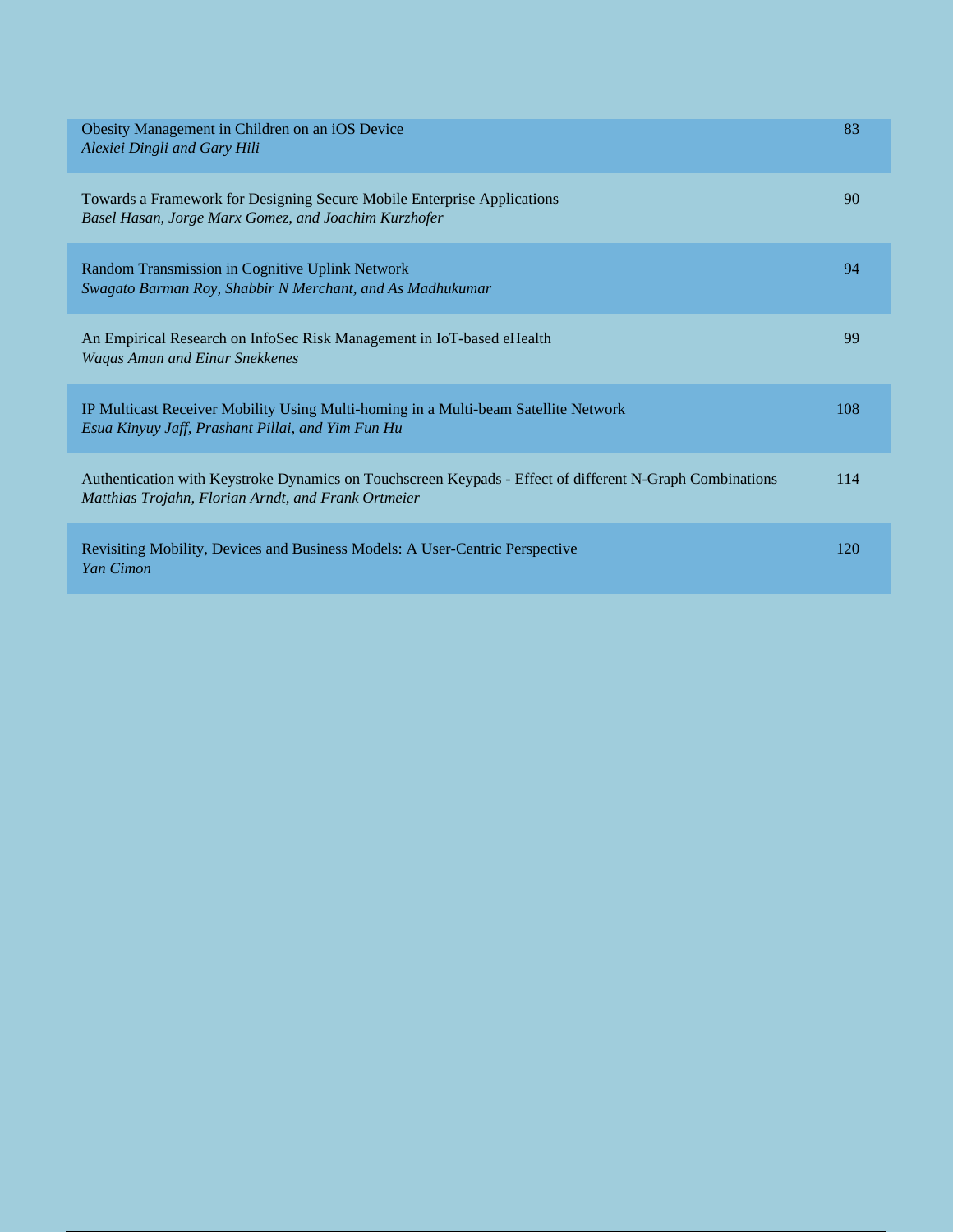| | |
|---|---|
| Obesity Management in Children on an iOS Device<br>*Alexiei Dingli and Gary Hili* | 83 |
| Towards a Framework for Designing Secure Mobile Enterprise Applications<br>*Basel Hasan, Jorge Marx Gomez, and Joachim Kurzhofer* | 90 |
| Random Transmission in Cognitive Uplink Network<br>*Swagato Barman Roy, Shabbir N Merchant, and As Madhukumar* | 94 |
| An Empirical Research on InfoSec Risk Management in IoT-based eHealth<br>*Waqas Aman and Einar Snekkenes* | 99 |
| IP Multicast Receiver Mobility Using Multi-homing in a Multi-beam Satellite Network<br>*Esua Kinyuy Jaff, Prashant Pillai, and Yim Fun Hu* | 108 |
| Authentication with Keystroke Dynamics on Touchscreen Keypads - Effect of different N-Graph Combinations<br>*Matthias Trojahn, Florian Arndt, and Frank Ortmeier* | 114 |
| Revisiting Mobility, Devices and Business Models: A User-Centric Perspective<br>*Yan Cimon* | 120 |